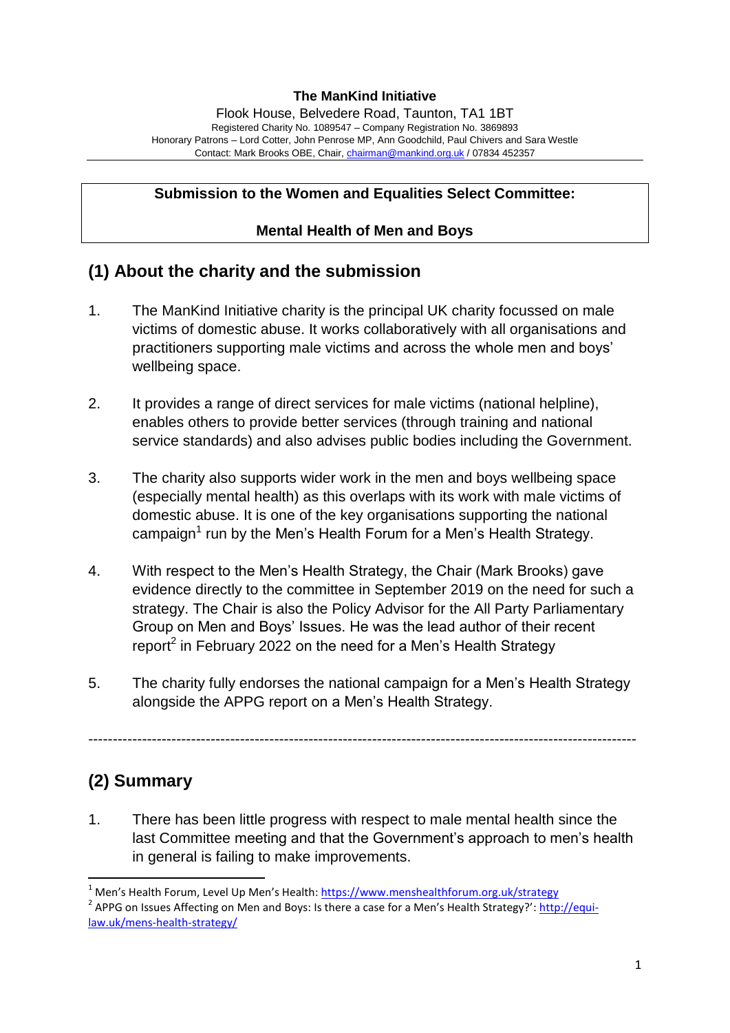**The ManKind Initiative**

Flook House, Belvedere Road, Taunton, TA1 1BT
Registered Charity No. 1089547 – Company Registration No. 3869893
Honorary Patrons – Lord Cotter, John Penrose MP, Ann Goodchild, Paul Chivers and Sara Westle
Contact: Mark Brooks OBE, Chair, chairman@mankind.org.uk / 07834 452357

---

**Submission to the Women and Equalities Select Committee:**

**Mental Health of Men and Boys**

## (1) About the charity and the submission

1. The ManKind Initiative charity is the principal UK charity focussed on male victims of domestic abuse. It works collaboratively with all organisations and practitioners supporting male victims and across the whole men and boys' wellbeing space.

2. It provides a range of direct services for male victims (national helpline), enables others to provide better services (through training and national service standards) and also advises public bodies including the Government.

3. The charity also supports wider work in the men and boys wellbeing space (especially mental health) as this overlaps with its work with male victims of domestic abuse. It is one of the key organisations supporting the national campaign[1] run by the Men's Health Forum for a Men's Health Strategy.

4. With respect to the Men's Health Strategy, the Chair (Mark Brooks) gave evidence directly to the committee in September 2019 on the need for such a strategy. The Chair is also the Policy Advisor for the All Party Parliamentary Group on Men and Boys' Issues. He was the lead author of their recent report[2] in February 2022 on the need for a Men's Health Strategy

5. The charity fully endorses the national campaign for a Men's Health Strategy alongside the APPG report on a Men's Health Strategy.

---

## (2) Summary

1. There has been little progress with respect to male mental health since the last Committee meeting and that the Government's approach to men's health in general is failing to make improvements.

---

[1] Men's Health Forum, Level Up Men's Health: https://www.menshealthforum.org.uk/strategy

[2] APPG on Issues Affecting on Men and Boys: Is there a case for a Men's Health Strategy?': http://equi-law.uk/mens-health-strategy/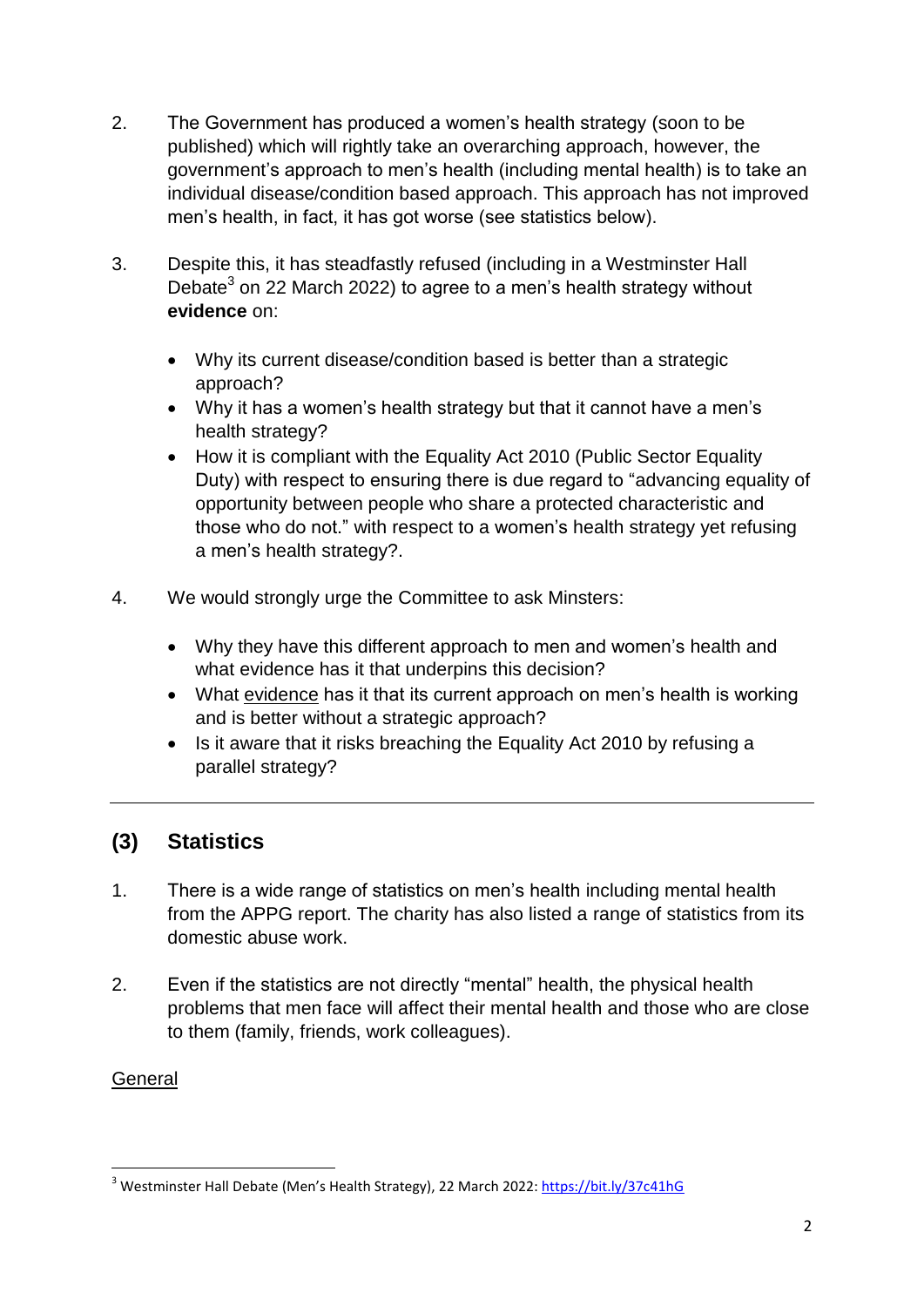2. The Government has produced a women's health strategy (soon to be published) which will rightly take an overarching approach, however, the government's approach to men's health (including mental health) is to take an individual disease/condition based approach. This approach has not improved men's health, in fact, it has got worse (see statistics below).

3. Despite this, it has steadfastly refused (including in a Westminster Hall Debate[3] on 22 March 2022) to agree to a men's health strategy without **evidence** on:

   - Why its current disease/condition based is better than a strategic approach?
   - Why it has a women's health strategy but that it cannot have a men's health strategy?
   - How it is compliant with the Equality Act 2010 (Public Sector Equality Duty) with respect to ensuring there is due regard to "advancing equality of opportunity between people who share a protected characteristic and those who do not." with respect to a women's health strategy yet refusing a men's health strategy?.

4. We would strongly urge the Committee to ask Minsters:

   - Why they have this different approach to men and women's health and what evidence has it that underpins this decision?
   - What evidence has it that its current approach on men's health is working and is better without a strategic approach?
   - Is it aware that it risks breaching the Equality Act 2010 by refusing a parallel strategy?

---

## (3) Statistics

1. There is a wide range of statistics on men's health including mental health from the APPG report. The charity has also listed a range of statistics from its domestic abuse work.

2. Even if the statistics are not directly "mental" health, the physical health problems that men face will affect their mental health and those who are close to them (family, friends, work colleagues).

General

---

[3] Westminster Hall Debate (Men's Health Strategy), 22 March 2022: https://bit.ly/37c41hG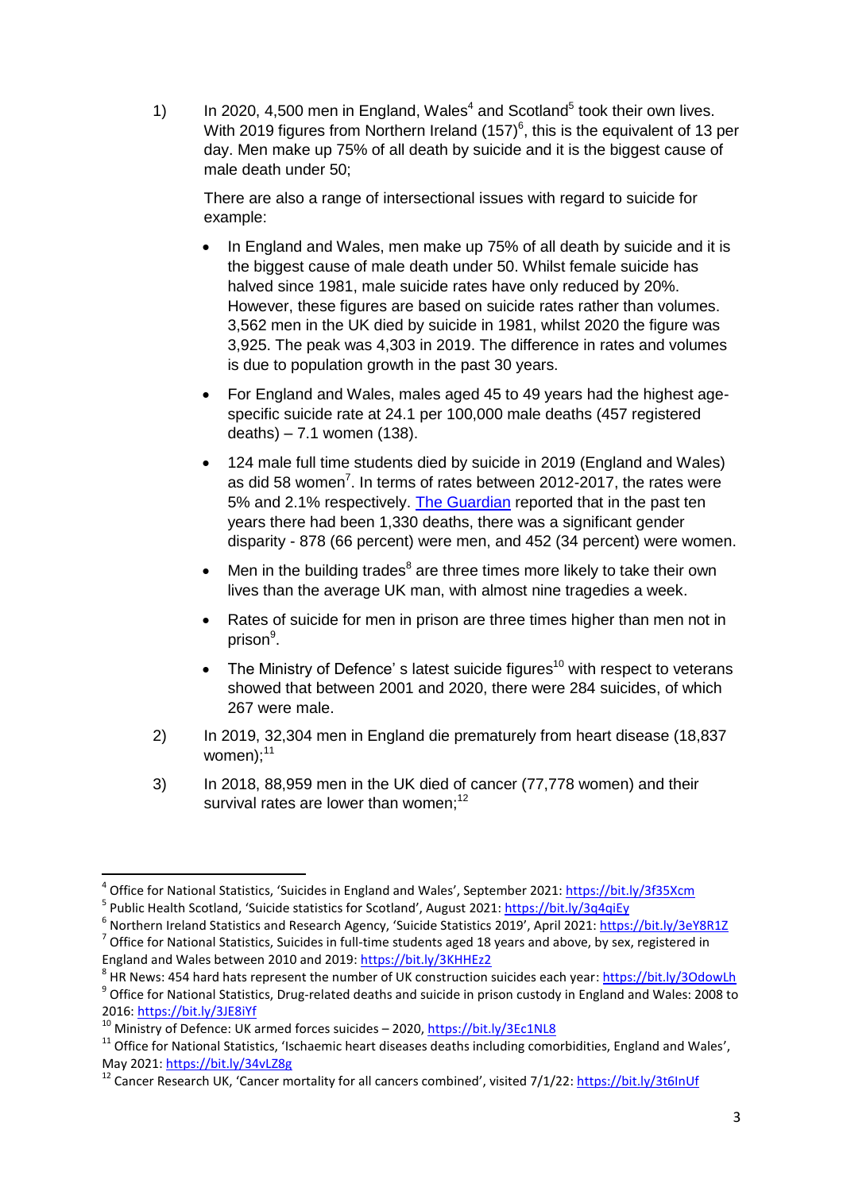1) In 2020, 4,500 men in England, Wales[4] and Scotland[5] took their own lives. With 2019 figures from Northern Ireland (157)[6], this is the equivalent of 13 per day. Men make up 75% of all death by suicide and it is the biggest cause of male death under 50;

   There are also a range of intersectional issues with regard to suicide for example:

   - In England and Wales, men make up 75% of all death by suicide and it is the biggest cause of male death under 50. Whilst female suicide has halved since 1981, male suicide rates have only reduced by 20%. However, these figures are based on suicide rates rather than volumes. 3,562 men in the UK died by suicide in 1981, whilst 2020 the figure was 3,925. The peak was 4,303 in 2019. The difference in rates and volumes is due to population growth in the past 30 years.
   - For England and Wales, males aged 45 to 49 years had the highest age-specific suicide rate at 24.1 per 100,000 male deaths (457 registered deaths) – 7.1 women (138).
   - 124 male full time students died by suicide in 2019 (England and Wales) as did 58 women[7]. In terms of rates between 2012-2017, the rates were 5% and 2.1% respectively. The Guardian reported that in the past ten years there had been 1,330 deaths, there was a significant gender disparity - 878 (66 percent) were men, and 452 (34 percent) were women.
   - Men in the building trades[8] are three times more likely to take their own lives than the average UK man, with almost nine tragedies a week.
   - Rates of suicide for men in prison are three times higher than men not in prison[9].
   - The Ministry of Defence' s latest suicide figures[10] with respect to veterans showed that between 2001 and 2020, there were 284 suicides, of which 267 were male.

2) In 2019, 32,304 men in England die prematurely from heart disease (18,837 women);[11]

3) In 2018, 88,959 men in the UK died of cancer (77,778 women) and their survival rates are lower than women;[12]

---

[4] Office for National Statistics, 'Suicides in England and Wales', September 2021: https://bit.ly/3f35Xcm

[5] Public Health Scotland, 'Suicide statistics for Scotland', August 2021: https://bit.ly/3q4qiEy

[6] Northern Ireland Statistics and Research Agency, 'Suicide Statistics 2019', April 2021: https://bit.ly/3eY8R1Z

[7] Office for National Statistics, Suicides in full-time students aged 18 years and above, by sex, registered in England and Wales between 2010 and 2019: https://bit.ly/3KHHEz2

[8] HR News: 454 hard hats represent the number of UK construction suicides each year: https://bit.ly/3OdowLh

[9] Office for National Statistics, Drug-related deaths and suicide in prison custody in England and Wales: 2008 to 2016: https://bit.ly/3JE8iYf

[10] Ministry of Defence: UK armed forces suicides – 2020, https://bit.ly/3Ec1NL8

[11] Office for National Statistics, 'Ischaemic heart diseases deaths including comorbidities, England and Wales', May 2021: https://bit.ly/34vLZ8g

[12] Cancer Research UK, 'Cancer mortality for all cancers combined', visited 7/1/22: https://bit.ly/3t6InUf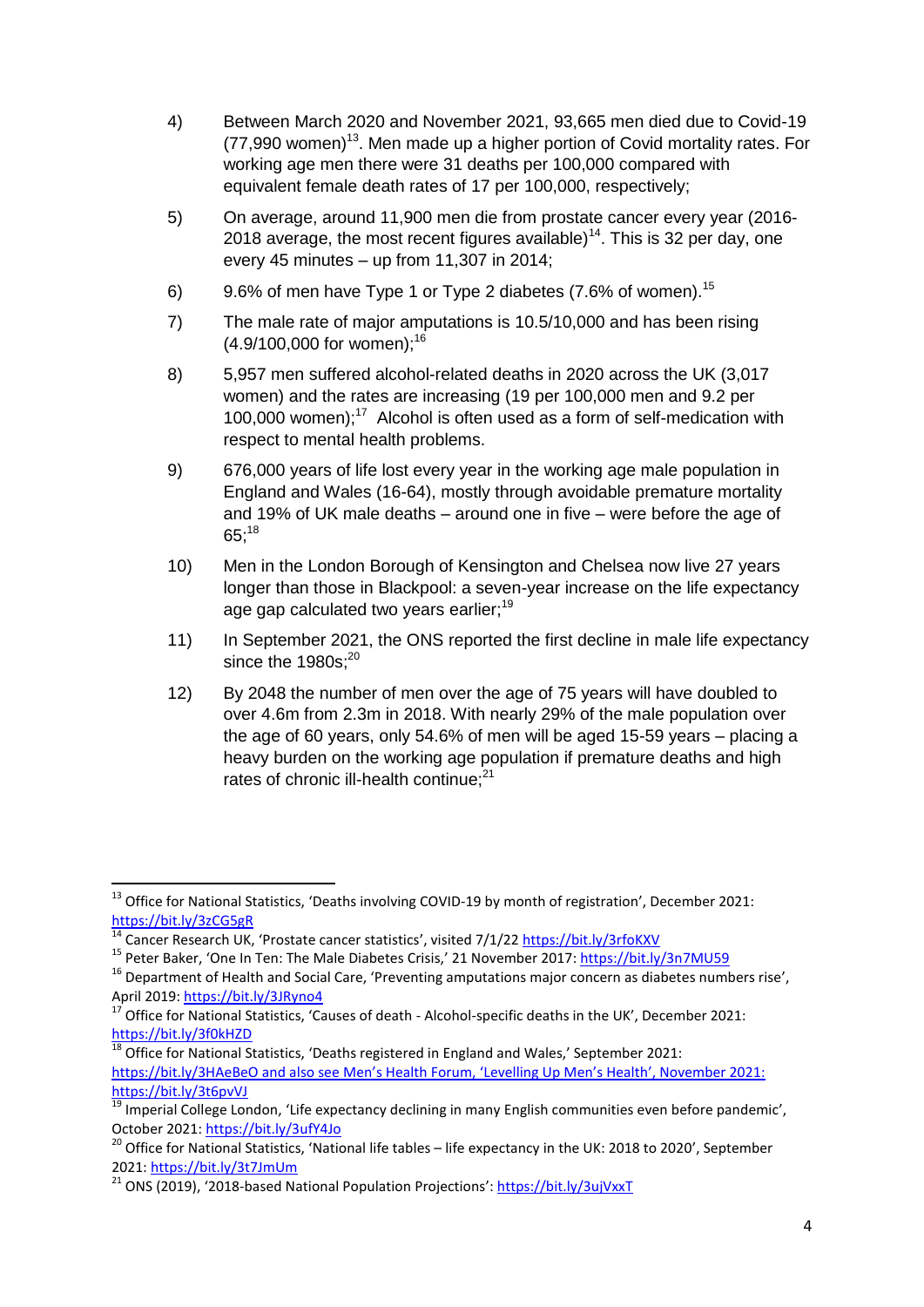4) Between March 2020 and November 2021, 93,665 men died due to Covid-19 (77,990 women)[13]. Men made up a higher portion of Covid mortality rates. For working age men there were 31 deaths per 100,000 compared with equivalent female death rates of 17 per 100,000, respectively;

5) On average, around 11,900 men die from prostate cancer every year (2016-2018 average, the most recent figures available)[14]. This is 32 per day, one every 45 minutes – up from 11,307 in 2014;

6) 9.6% of men have Type 1 or Type 2 diabetes (7.6% of women).[15]

7) The male rate of major amputations is 10.5/10,000 and has been rising (4.9/100,000 for women);[16]

8) 5,957 men suffered alcohol-related deaths in 2020 across the UK (3,017 women) and the rates are increasing (19 per 100,000 men and 9.2 per 100,000 women);[17] Alcohol is often used as a form of self-medication with respect to mental health problems.

9) 676,000 years of life lost every year in the working age male population in England and Wales (16-64), mostly through avoidable premature mortality and 19% of UK male deaths – around one in five – were before the age of 65;[18]

10) Men in the London Borough of Kensington and Chelsea now live 27 years longer than those in Blackpool: a seven-year increase on the life expectancy age gap calculated two years earlier;[19]

11) In September 2021, the ONS reported the first decline in male life expectancy since the 1980s;[20]

12) By 2048 the number of men over the age of 75 years will have doubled to over 4.6m from 2.3m in 2018. With nearly 29% of the male population over the age of 60 years, only 54.6% of men will be aged 15-59 years – placing a heavy burden on the working age population if premature deaths and high rates of chronic ill-health continue;[21]

---

[13] Office for National Statistics, 'Deaths involving COVID-19 by month of registration', December 2021: https://bit.ly/3zCG5gR

[14] Cancer Research UK, 'Prostate cancer statistics', visited 7/1/22 https://bit.ly/3rfoKXV

[15] Peter Baker, 'One In Ten: The Male Diabetes Crisis,' 21 November 2017: https://bit.ly/3n7MU59

[16] Department of Health and Social Care, 'Preventing amputations major concern as diabetes numbers rise', April 2019: https://bit.ly/3JRyno4

[17] Office for National Statistics, 'Causes of death - Alcohol-specific deaths in the UK', December 2021: https://bit.ly/3f0kHZD

[18] Office for National Statistics, 'Deaths registered in England and Wales,' September 2021: https://bit.ly/3HAeBeO and also see Men's Health Forum, 'Levelling Up Men's Health', November 2021: https://bit.ly/3t6pvVJ

[19] Imperial College London, 'Life expectancy declining in many English communities even before pandemic', October 2021: https://bit.ly/3ufY4Jo

[20] Office for National Statistics, 'National life tables – life expectancy in the UK: 2018 to 2020', September 2021: https://bit.ly/3t7JmUm

[21] ONS (2019), '2018-based National Population Projections': https://bit.ly/3ujVxxT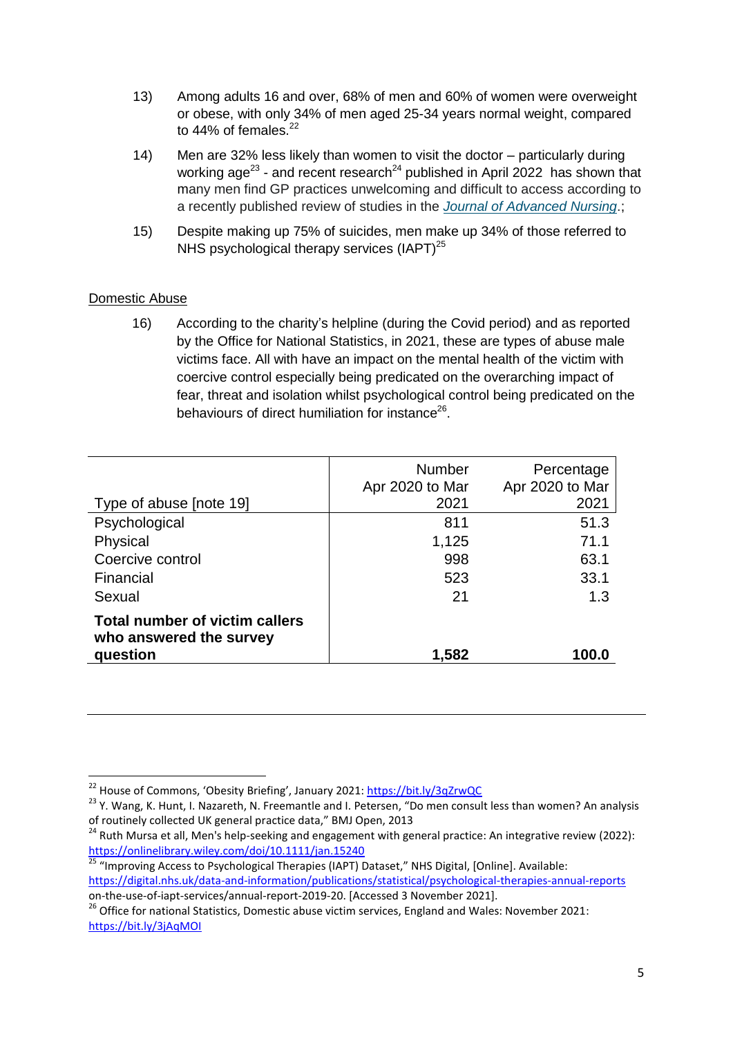13) Among adults 16 and over, 68% of men and 60% of women were overweight or obese, with only 34% of men aged 25-34 years normal weight, compared to 44% of females.[22]

14) Men are 32% less likely than women to visit the doctor – particularly during working age[23] - and recent research[24] published in April 2022 has shown that many men find GP practices unwelcoming and difficult to access according to a recently published review of studies in the *Journal of Advanced Nursing*.;

15) Despite making up 75% of suicides, men make up 34% of those referred to NHS psychological therapy services (IAPT)[25]

Domestic Abuse

16) According to the charity's helpline (during the Covid period) and as reported by the Office for National Statistics, in 2021, these are types of abuse male victims face. All with have an impact on the mental health of the victim with coercive control especially being predicated on the overarching impact of fear, threat and isolation whilst psychological control being predicated on the behaviours of direct humiliation for instance[26].

| Type of abuse [note 19] | Number Apr 2020 to Mar 2021 | Percentage Apr 2020 to Mar 2021 |
|---|---|---|
| Psychological | 811 | 51.3 |
| Physical | 1,125 | 71.1 |
| Coercive control | 998 | 63.1 |
| Financial | 523 | 33.1 |
| Sexual | 21 | 1.3 |
| **Total number of victim callers who answered the survey question** | **1,582** | **100.0** |

[22] House of Commons, 'Obesity Briefing', January 2021: https://bit.ly/3qZrwQC

[23] Y. Wang, K. Hunt, I. Nazareth, N. Freemantle and I. Petersen, "Do men consult less than women? An analysis of routinely collected UK general practice data," BMJ Open, 2013

[24] Ruth Mursa et all, Men's help-seeking and engagement with general practice: An integrative review (2022): https://onlinelibrary.wiley.com/doi/10.1111/jan.15240

[25] "Improving Access to Psychological Therapies (IAPT) Dataset," NHS Digital, [Online]. Available: https://digital.nhs.uk/data-and-information/publications/statistical/psychological-therapies-annual-reports on-the-use-of-iapt-services/annual-report-2019-20. [Accessed 3 November 2021].

[26] Office for national Statistics, Domestic abuse victim services, England and Wales: November 2021: https://bit.ly/3jAqMOI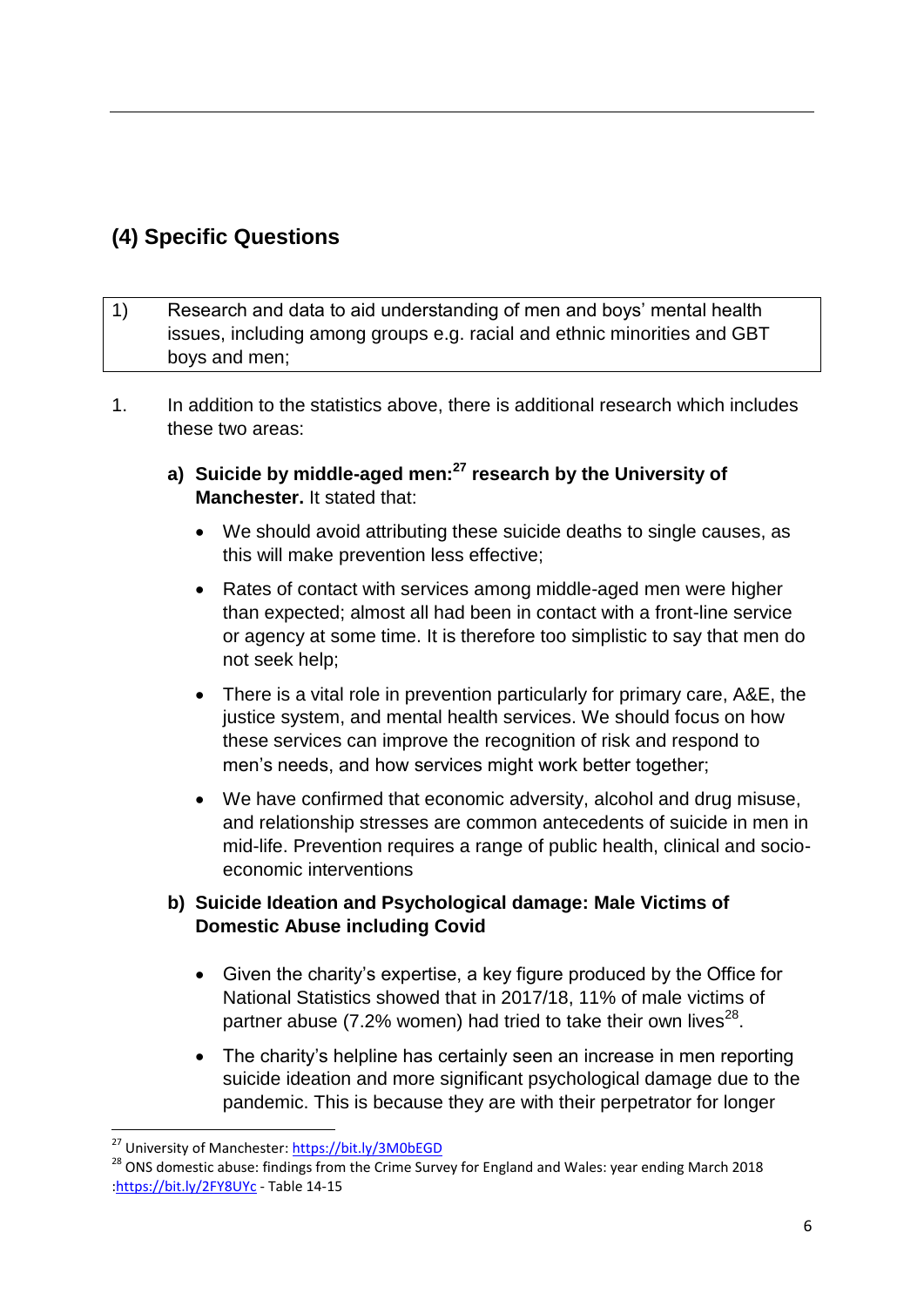## (4) Specific Questions

1) Research and data to aid understanding of men and boys' mental health issues, including among groups e.g. racial and ethnic minorities and GBT boys and men;

1. In addition to the statistics above, there is additional research which includes these two areas:

   a) **Suicide by middle-aged men:[27] research by the University of Manchester.** It stated that:

      - We should avoid attributing these suicide deaths to single causes, as this will make prevention less effective;
      - Rates of contact with services among middle-aged men were higher than expected; almost all had been in contact with a front-line service or agency at some time. It is therefore too simplistic to say that men do not seek help;
      - There is a vital role in prevention particularly for primary care, A&E, the justice system, and mental health services. We should focus on how these services can improve the recognition of risk and respond to men's needs, and how services might work better together;
      - We have confirmed that economic adversity, alcohol and drug misuse, and relationship stresses are common antecedents of suicide in men in mid-life. Prevention requires a range of public health, clinical and socio-economic interventions

   b) **Suicide Ideation and Psychological damage: Male Victims of Domestic Abuse including Covid**

      - Given the charity's expertise, a key figure produced by the Office for National Statistics showed that in 2017/18, 11% of male victims of partner abuse (7.2% women) had tried to take their own lives[28].
      - The charity's helpline has certainly seen an increase in men reporting suicide ideation and more significant psychological damage due to the pandemic. This is because they are with their perpetrator for longer

---

[27] University of Manchester: https://bit.ly/3M0bEGD

[28] ONS domestic abuse: findings from the Crime Survey for England and Wales: year ending March 2018 :https://bit.ly/2FY8UYc - Table 14-15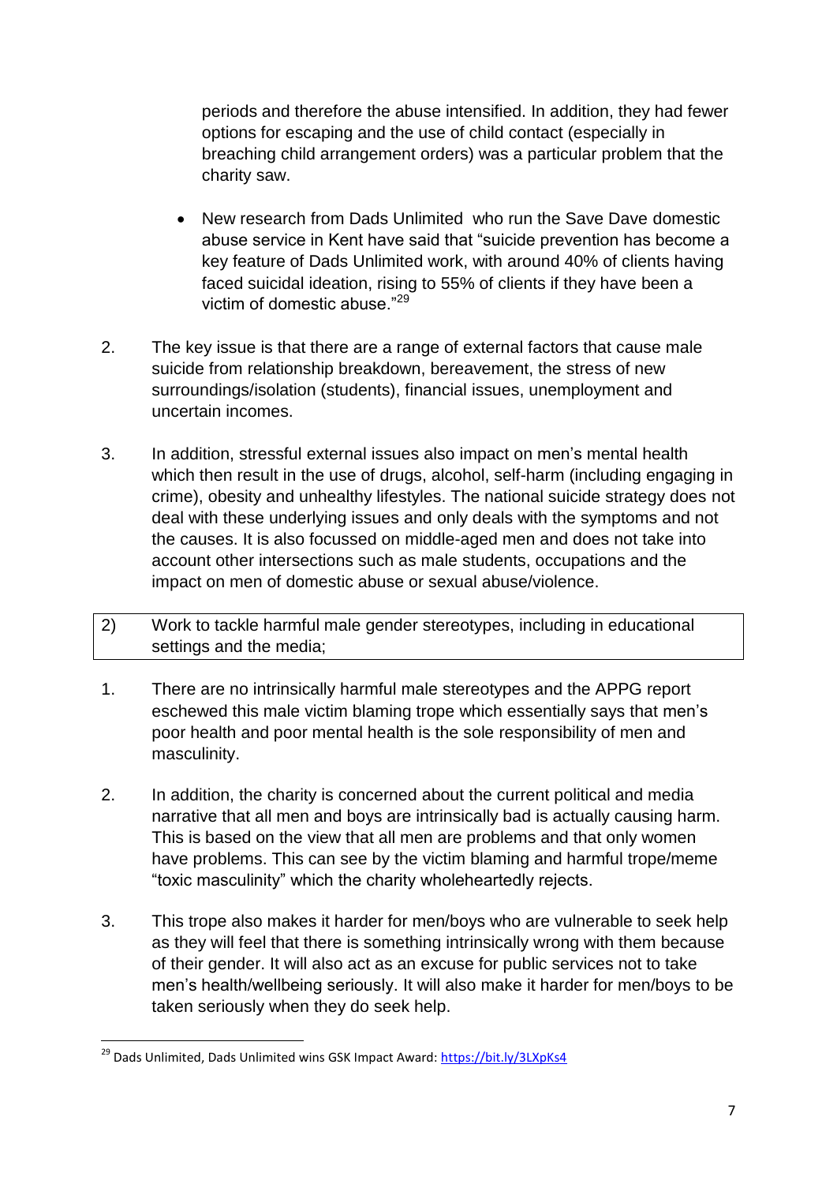periods and therefore the abuse intensified. In addition, they had fewer options for escaping and the use of child contact (especially in breaching child arrangement orders) was a particular problem that the charity saw.

- New research from Dads Unlimited who run the Save Dave domestic abuse service in Kent have said that "suicide prevention has become a key feature of Dads Unlimited work, with around 40% of clients having faced suicidal ideation, rising to 55% of clients if they have been a victim of domestic abuse."[29]

2. The key issue is that there are a range of external factors that cause male suicide from relationship breakdown, bereavement, the stress of new surroundings/isolation (students), financial issues, unemployment and uncertain incomes.

3. In addition, stressful external issues also impact on men's mental health which then result in the use of drugs, alcohol, self-harm (including engaging in crime), obesity and unhealthy lifestyles. The national suicide strategy does not deal with these underlying issues and only deals with the symptoms and not the causes. It is also focussed on middle-aged men and does not take into account other intersections such as male students, occupations and the impact on men of domestic abuse or sexual abuse/violence.

| 2) | Work to tackle harmful male gender stereotypes, including in educational settings and the media; |
|---|---|

1. There are no intrinsically harmful male stereotypes and the APPG report eschewed this male victim blaming trope which essentially says that men's poor health and poor mental health is the sole responsibility of men and masculinity.

2. In addition, the charity is concerned about the current political and media narrative that all men and boys are intrinsically bad is actually causing harm. This is based on the view that all men are problems and that only women have problems. This can see by the victim blaming and harmful trope/meme "toxic masculinity" which the charity wholeheartedly rejects.

3. This trope also makes it harder for men/boys who are vulnerable to seek help as they will feel that there is something intrinsically wrong with them because of their gender. It will also act as an excuse for public services not to take men's health/wellbeing seriously. It will also make it harder for men/boys to be taken seriously when they do seek help.

---

[29] Dads Unlimited, Dads Unlimited wins GSK Impact Award: https://bit.ly/3LXpKs4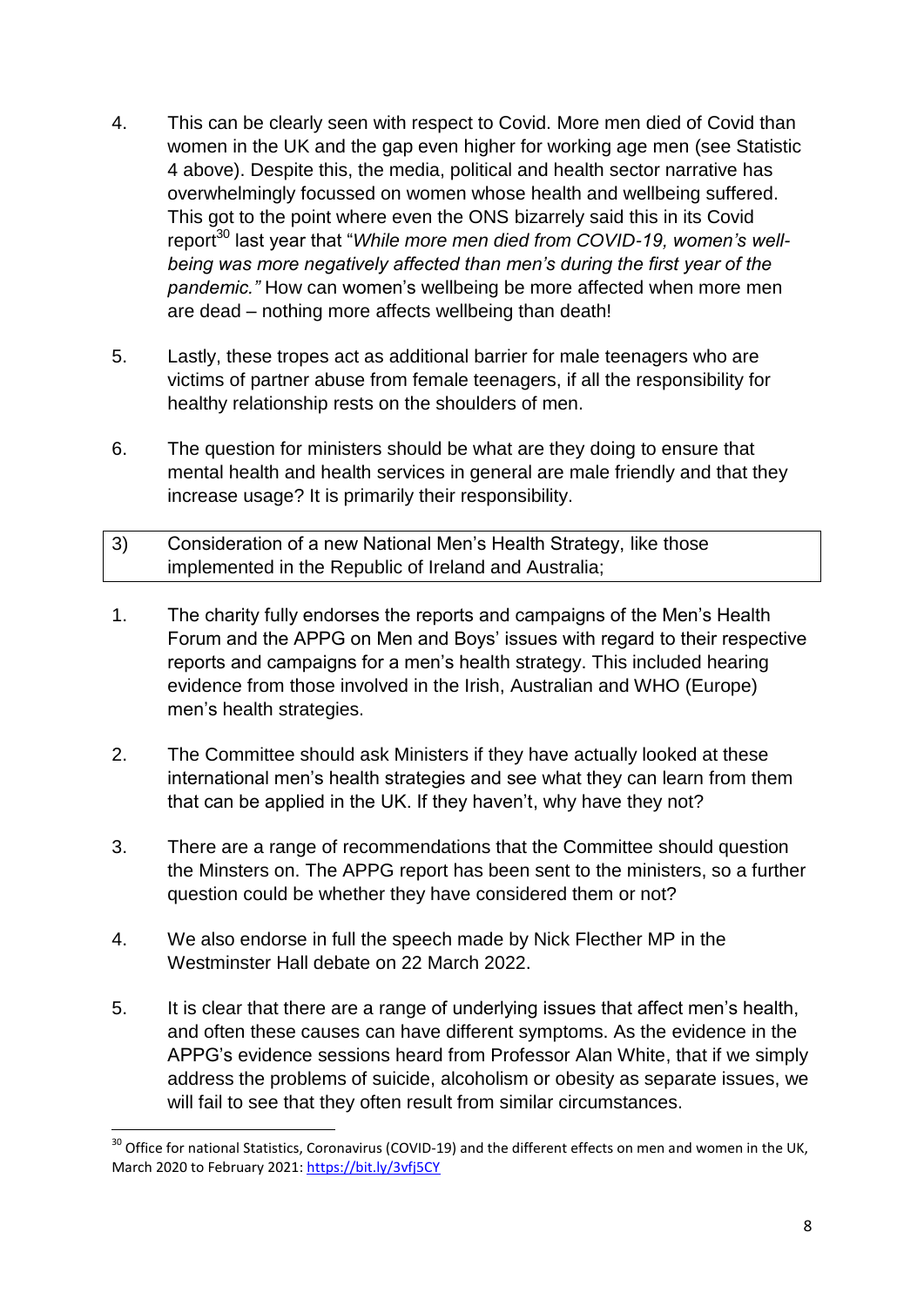4. This can be clearly seen with respect to Covid. More men died of Covid than women in the UK and the gap even higher for working age men (see Statistic 4 above). Despite this, the media, political and health sector narrative has overwhelmingly focussed on women whose health and wellbeing suffered. This got to the point where even the ONS bizarrely said this in its Covid report[30] last year that "*While more men died from COVID-19, women's well-being was more negatively affected than men's during the first year of the pandemic.*" How can women's wellbeing be more affected when more men are dead – nothing more affects wellbeing than death!

5. Lastly, these tropes act as additional barrier for male teenagers who are victims of partner abuse from female teenagers, if all the responsibility for healthy relationship rests on the shoulders of men.

6. The question for ministers should be what are they doing to ensure that mental health and health services in general are male friendly and that they increase usage? It is primarily their responsibility.

| 3) | Consideration of a new National Men's Health Strategy, like those implemented in the Republic of Ireland and Australia; |
|---|---|

1. The charity fully endorses the reports and campaigns of the Men's Health Forum and the APPG on Men and Boys' issues with regard to their respective reports and campaigns for a men's health strategy. This included hearing evidence from those involved in the Irish, Australian and WHO (Europe) men's health strategies.

2. The Committee should ask Ministers if they have actually looked at these international men's health strategies and see what they can learn from them that can be applied in the UK. If they haven't, why have they not?

3. There are a range of recommendations that the Committee should question the Minsters on. The APPG report has been sent to the ministers, so a further question could be whether they have considered them or not?

4. We also endorse in full the speech made by Nick Flechter MP in the Westminster Hall debate on 22 March 2022.

5. It is clear that there are a range of underlying issues that affect men's health, and often these causes can have different symptoms. As the evidence in the APPG's evidence sessions heard from Professor Alan White, that if we simply address the problems of suicide, alcoholism or obesity as separate issues, we will fail to see that they often result from similar circumstances.

---

[30] Office for national Statistics, Coronavirus (COVID-19) and the different effects on men and women in the UK, March 2020 to February 2021: https://bit.ly/3vfj5CY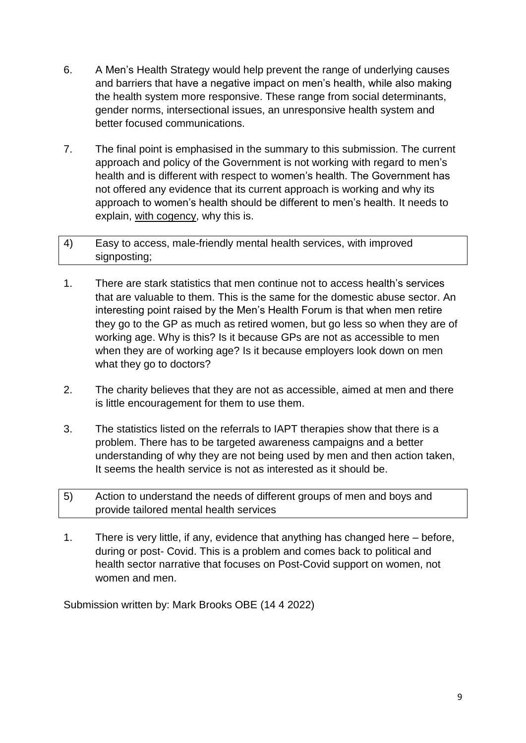6. A Men's Health Strategy would help prevent the range of underlying causes and barriers that have a negative impact on men's health, while also making the health system more responsive. These range from social determinants, gender norms, intersectional issues, an unresponsive health system and better focused communications.

7. The final point is emphasised in the summary to this submission. The current approach and policy of the Government is not working with regard to men's health and is different with respect to women's health. The Government has not offered any evidence that its current approach is working and why its approach to women's health should be different to men's health. It needs to explain, <u>with cogency</u>, why this is.

| | |
|---|---|
| 4) | Easy to access, male-friendly mental health services, with improved signposting; |

1. There are stark statistics that men continue not to access health's services that are valuable to them. This is the same for the domestic abuse sector. An interesting point raised by the Men's Health Forum is that when men retire they go to the GP as much as retired women, but go less so when they are of working age. Why is this? Is it because GPs are not as accessible to men when they are of working age? Is it because employers look down on men what they go to doctors?

2. The charity believes that they are not as accessible, aimed at men and there is little encouragement for them to use them.

3. The statistics listed on the referrals to IAPT therapies show that there is a problem. There has to be targeted awareness campaigns and a better understanding of why they are not being used by men and then action taken, It seems the health service is not as interested as it should be.

| | |
|---|---|
| 5) | Action to understand the needs of different groups of men and boys and provide tailored mental health services |

1. There is very little, if any, evidence that anything has changed here – before, during or post- Covid. This is a problem and comes back to political and health sector narrative that focuses on Post-Covid support on women, not women and men.

Submission written by: Mark Brooks OBE (14 4 2022)